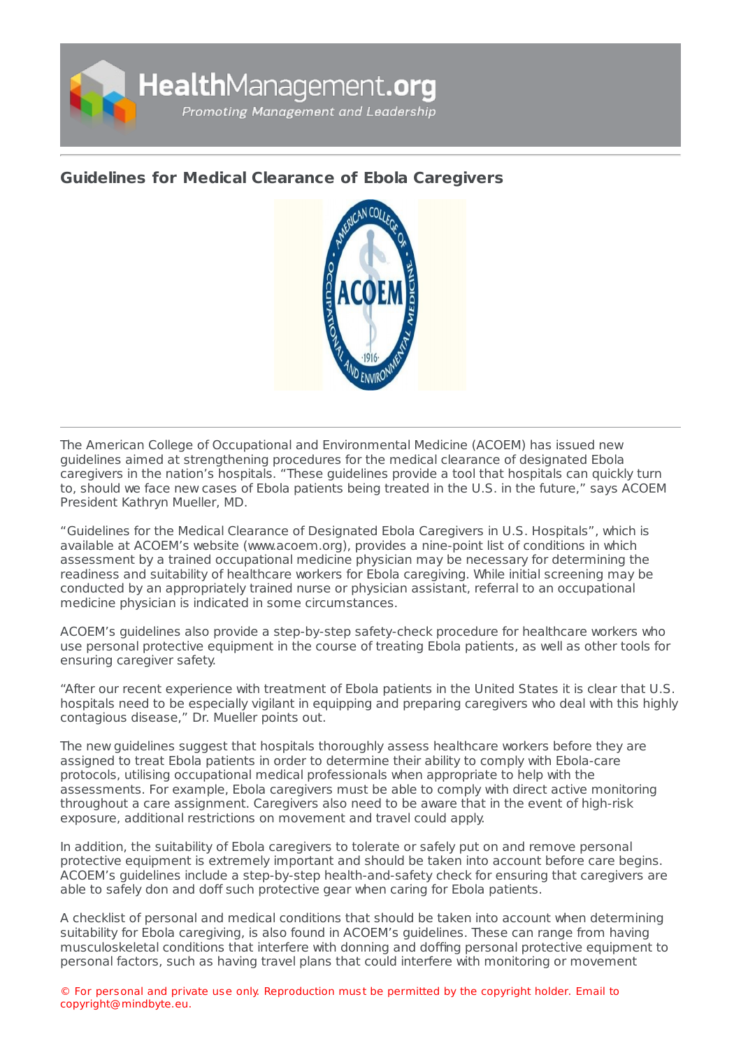# Guidelines for Medical Clearance of Ebola Caregivers

The American College of Occupational and Environmental Medicine (ACOEM) has issued new guidelines aimed at strengthening procedures for the medical clearance of designated Ebola caregivers in the nation's hospitals. "These guidelines provide a tool that hospitals can quickly turn to, should we face new cases of Ebola patients being treated in the U.S. in the future," says ACOEM President Kathryn Mueller, MD.

"Guidelines for the Medical Clearance of Designated Ebola Caregivers in U.S. Hospitals", which is available at ACOEM's website (www.acoem.org), provides a nine-point list of conditions in which assessment by a trained occupational medicine physician may be necessary for determining the readiness and suitability of healthcare workers for Ebola caregiving. While initial screening may be conducted by an appropriately trained nurse or physician assistant, referral to an occupational medicine physician is indicated in some circumstances.

ACOEM's guidelines also provide a step-by-step safety-check procedure for healthcare workers who use personal protective equipment in the course of treating Ebola patients, as well as other tools for ensuring caregiver safety.

"After our recent experience with treatment of Ebola patients in the United States it is clear that U.S. hospitals need to be especially vigilant in equipping and preparing caregivers who deal with this highly contagious disease," Dr. Mueller points out.

The new guidelines suggest that hospitals thoroughly assess healthcare workers before they are assigned to treat Ebola patients in order to determine their ability to comply with Ebola-care protocols, utilising occupational medical professionals when appropriate to help with the assessments. For example, Ebola caregivers must be able to comply with direct active monitoring throughout a care assignment. Caregivers also need to be aware that in the event of high-risk exposure, additional restrictions on movement and travel could apply.

In addition, the suitability of Ebola caregivers to tolerate or safely put on and remove personal protective equipment is extremely important and should be taken into account before care begins. ACOEM's guidelines include a step-by-step health-and-safety check for ensuring that caregivers are able to safely don and doff such protective gear when caring for Ebola patients.

A checklist of personal and medical conditions that should be taken into account when determining suitability for Ebola caregiving, is also found in ACOEM's guidelines. These can range from having musculoskeletal conditions that interfere with donning and doffing personal protective equipment to personal factors, such as having travel plans that could interfere with monitoring or movement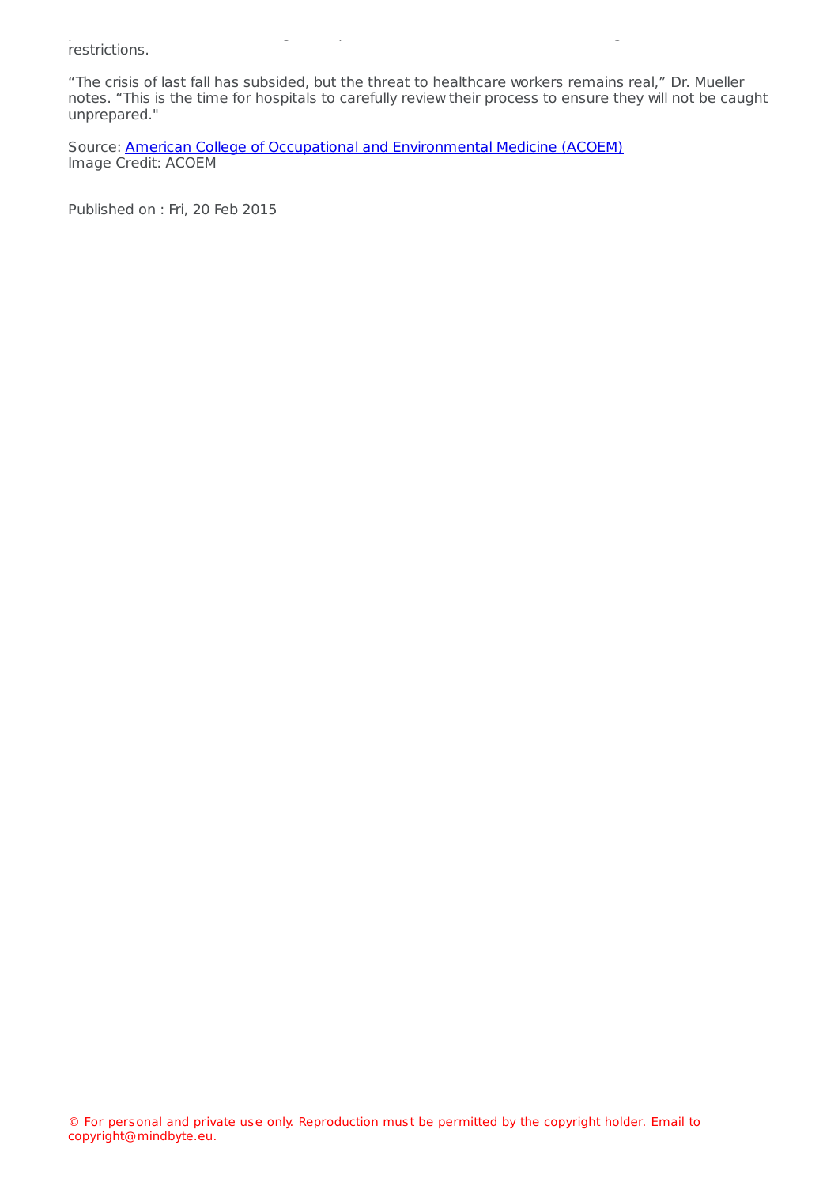restrictions.

“The crisis of last fall has subsided, but the threat to healthcare workers remains real,” Dr. Mueller notes. “This is the time for hospitals to carefully review their process to ensure they will not be caught unprepared."

Source: [American College of Occupational and Environmental Medicine (ACOEM)]
Image Credit: ACOEM

Published on : Fri, 20 Feb 2015

© For personal and private use only. Reproduction must be permitted by the copyright holder. Email to copyright@mindbyte.eu.